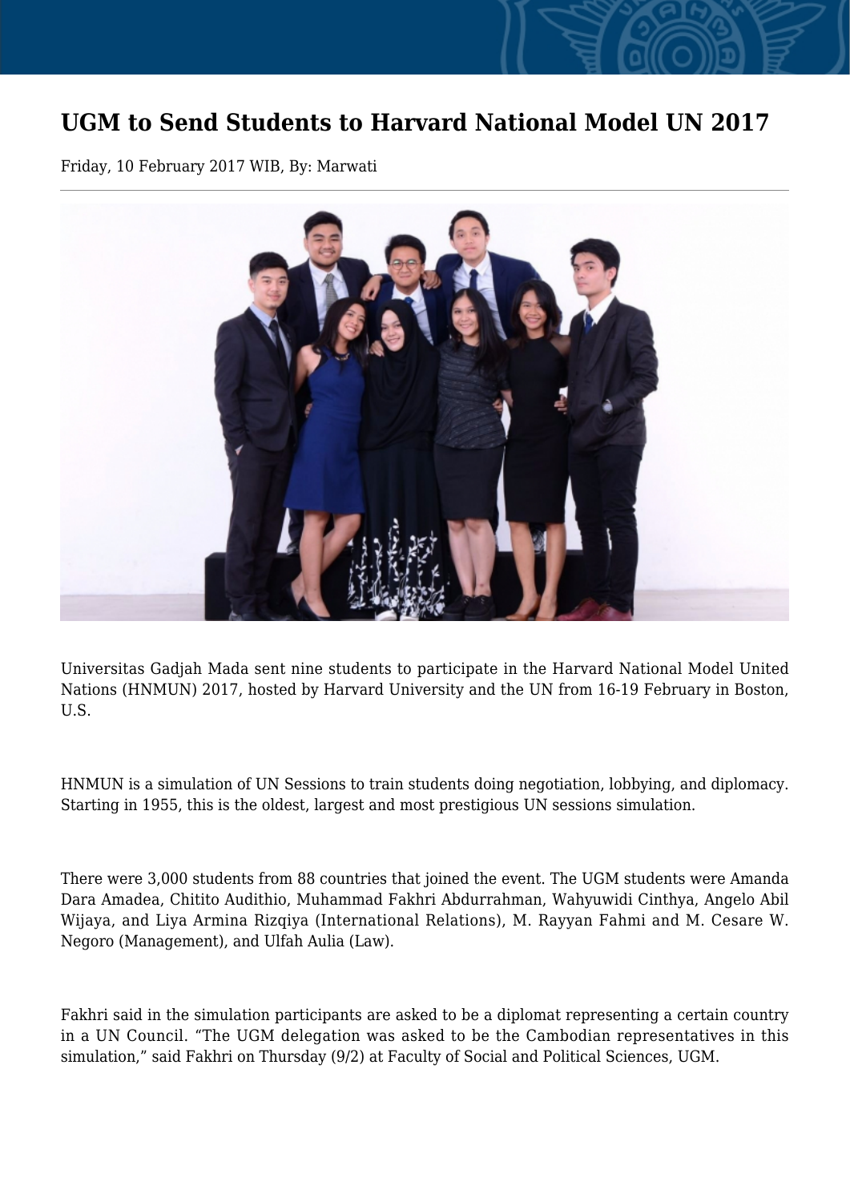# UGM to Send Students to Harvard National Model UN 2017

Friday, 10 February 2017 WIB, By: Marwati

Universitas Gadjah Mada sent nine students to participate in the Harvard National Model United Nations (HNMUN) 2017, hosted by Harvard University and the UN from 16-19 February in Boston, U.S.

HNMUN is a simulation of UN Sessions to train students doing negotiation, lobbying, and diplomacy. Starting in 1955, this is the oldest, largest and most prestigious UN sessions simulation.

There were 3,000 students from 88 countries that joined the event. The UGM students were Amanda Dara Amadea, Chitito Audithio, Muhammad Fakhri Abdurrahman, Wahyuwidi Cinthya, Angelo Abil Wijaya, and Liya Armina Rizqiya (International Relations), M. Rayyan Fahmi and M. Cesare W. Negoro (Management), and Ulfah Aulia (Law).

Fakhri said in the simulation participants are asked to be a diplomat representing a certain country in a UN Council. "The UGM delegation was asked to be the Cambodian representatives in this simulation," said Fakhri on Thursday (9/2) at Faculty of Social and Political Sciences, UGM.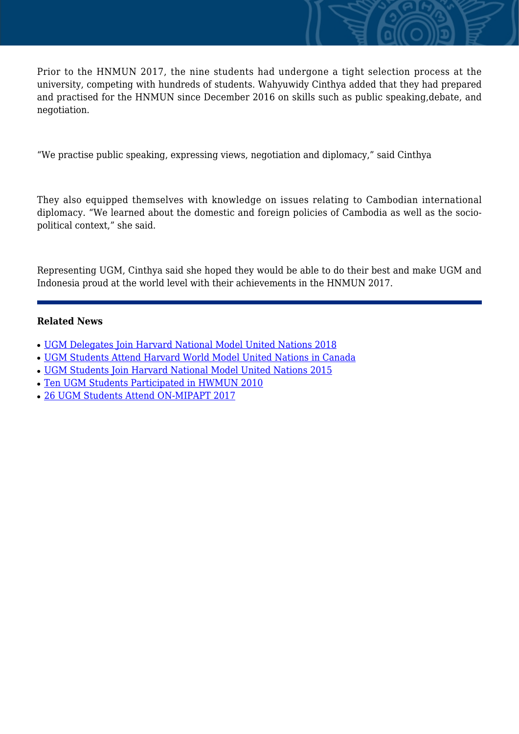Prior to the HNMUN 2017, the nine students had undergone a tight selection process at the university, competing with hundreds of students. Wahyuwidy Cinthya added that they had prepared and practised for the HNMUN since December 2016 on skills such as public speaking,debate, and negotiation.

“We practise public speaking, expressing views, negotiation and diplomacy,” said Cinthya

They also equipped themselves with knowledge on issues relating to Cambodian international diplomacy. “We learned about the domestic and foreign policies of Cambodia as well as the socio-political context,” she said.

Representing UGM, Cinthya said she hoped they would be able to do their best and make UGM and Indonesia proud at the world level with their achievements in the HNMUN 2017.

---

**Related News**

- UGM Delegates Join Harvard National Model United Nations 2018
- UGM Students Attend Harvard World Model United Nations in Canada
- UGM Students Join Harvard National Model United Nations 2015
- Ten UGM Students Participated in HWMUN 2010
- 26 UGM Students Attend ON-MIPAPT 2017